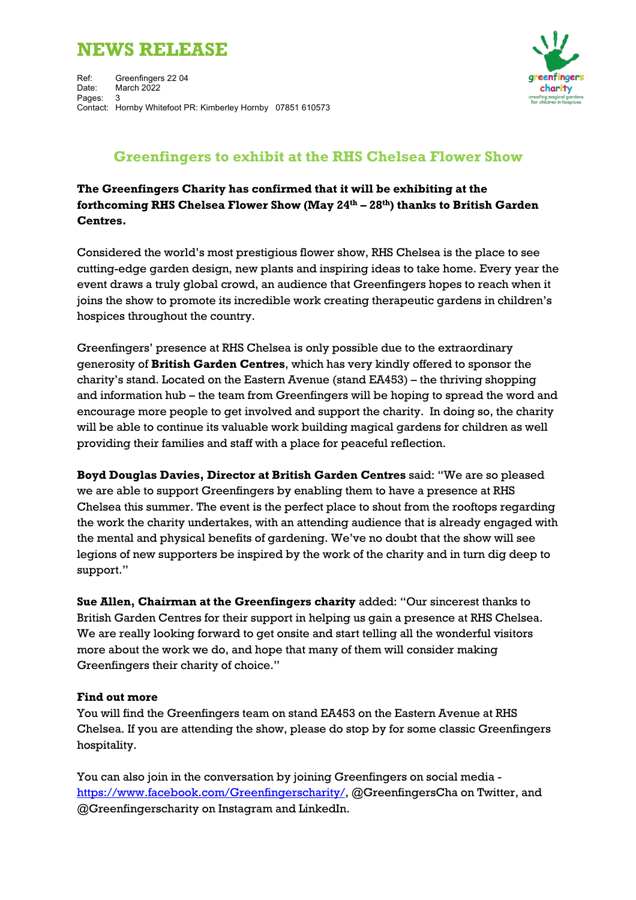# NEWS RELEASE

Ref: Greenfingers 22 04
Date: March 2022
Pages: 3
Contact: Hornby Whitefoot PR: Kimberley Hornby 07851 610573

## Greenfingers to exhibit at the RHS Chelsea Flower Show

**The Greenfingers Charity has confirmed that it will be exhibiting at the forthcoming RHS Chelsea Flower Show (May 24th – 28th) thanks to British Garden Centres.**

Considered the world's most prestigious flower show, RHS Chelsea is the place to see cutting-edge garden design, new plants and inspiring ideas to take home. Every year the event draws a truly global crowd, an audience that Greenfingers hopes to reach when it joins the show to promote its incredible work creating therapeutic gardens in children's hospices throughout the country.

Greenfingers' presence at RHS Chelsea is only possible due to the extraordinary generosity of **British Garden Centres**, which has very kindly offered to sponsor the charity's stand. Located on the Eastern Avenue (stand EA453) – the thriving shopping and information hub – the team from Greenfingers will be hoping to spread the word and encourage more people to get involved and support the charity. In doing so, the charity will be able to continue its valuable work building magical gardens for children as well providing their families and staff with a place for peaceful reflection.

**Boyd Douglas Davies, Director at British Garden Centres** said: "We are so pleased we are able to support Greenfingers by enabling them to have a presence at RHS Chelsea this summer. The event is the perfect place to shout from the rooftops regarding the work the charity undertakes, with an attending audience that is already engaged with the mental and physical benefits of gardening. We've no doubt that the show will see legions of new supporters be inspired by the work of the charity and in turn dig deep to support."

**Sue Allen, Chairman at the Greenfingers charity** added: "Our sincerest thanks to British Garden Centres for their support in helping us gain a presence at RHS Chelsea. We are really looking forward to get onsite and start telling all the wonderful visitors more about the work we do, and hope that many of them will consider making Greenfingers their charity of choice."

**Find out more**

You will find the Greenfingers team on stand EA453 on the Eastern Avenue at RHS Chelsea. If you are attending the show, please do stop by for some classic Greenfingers hospitality.

You can also join in the conversation by joining Greenfingers on social media - https://www.facebook.com/Greenfingerscharity/, @GreenfingersCha on Twitter, and @Greenfingerscharity on Instagram and LinkedIn.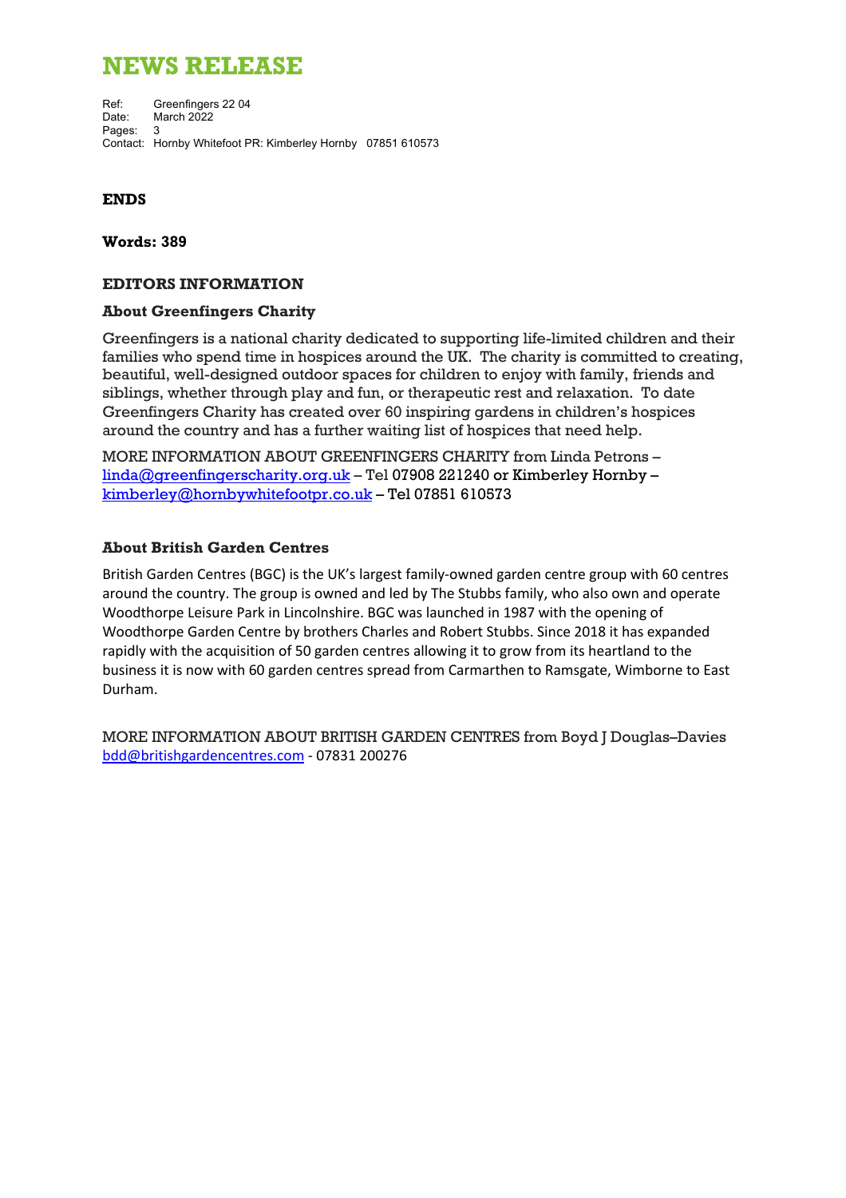# NEWS RELEASE

Ref: Greenfingers 22 04
Date: March 2022
Pages: 3
Contact: Hornby Whitefoot PR: Kimberley Hornby 07851 610573

**ENDS**

**Words: 389**

## EDITORS INFORMATION

### About Greenfingers Charity

Greenfingers is a national charity dedicated to supporting life-limited children and their families who spend time in hospices around the UK. The charity is committed to creating, beautiful, well-designed outdoor spaces for children to enjoy with family, friends and siblings, whether through play and fun, or therapeutic rest and relaxation. To date Greenfingers Charity has created over 60 inspiring gardens in children's hospices around the country and has a further waiting list of hospices that need help.

MORE INFORMATION ABOUT GREENFINGERS CHARITY from Linda Petrons – linda@greenfingerscharity.org.uk – Tel 07908 221240 or Kimberley Hornby – kimberley@hornbywhitefootpr.co.uk – Tel 07851 610573

### About British Garden Centres

British Garden Centres (BGC) is the UK's largest family-owned garden centre group with 60 centres around the country. The group is owned and led by The Stubbs family, who also own and operate Woodthorpe Leisure Park in Lincolnshire. BGC was launched in 1987 with the opening of Woodthorpe Garden Centre by brothers Charles and Robert Stubbs. Since 2018 it has expanded rapidly with the acquisition of 50 garden centres allowing it to grow from its heartland to the business it is now with 60 garden centres spread from Carmarthen to Ramsgate, Wimborne to East Durham.

MORE INFORMATION ABOUT BRITISH GARDEN CENTRES from Boyd J Douglas–Davies bdd@britishgardencentres.com - 07831 200276